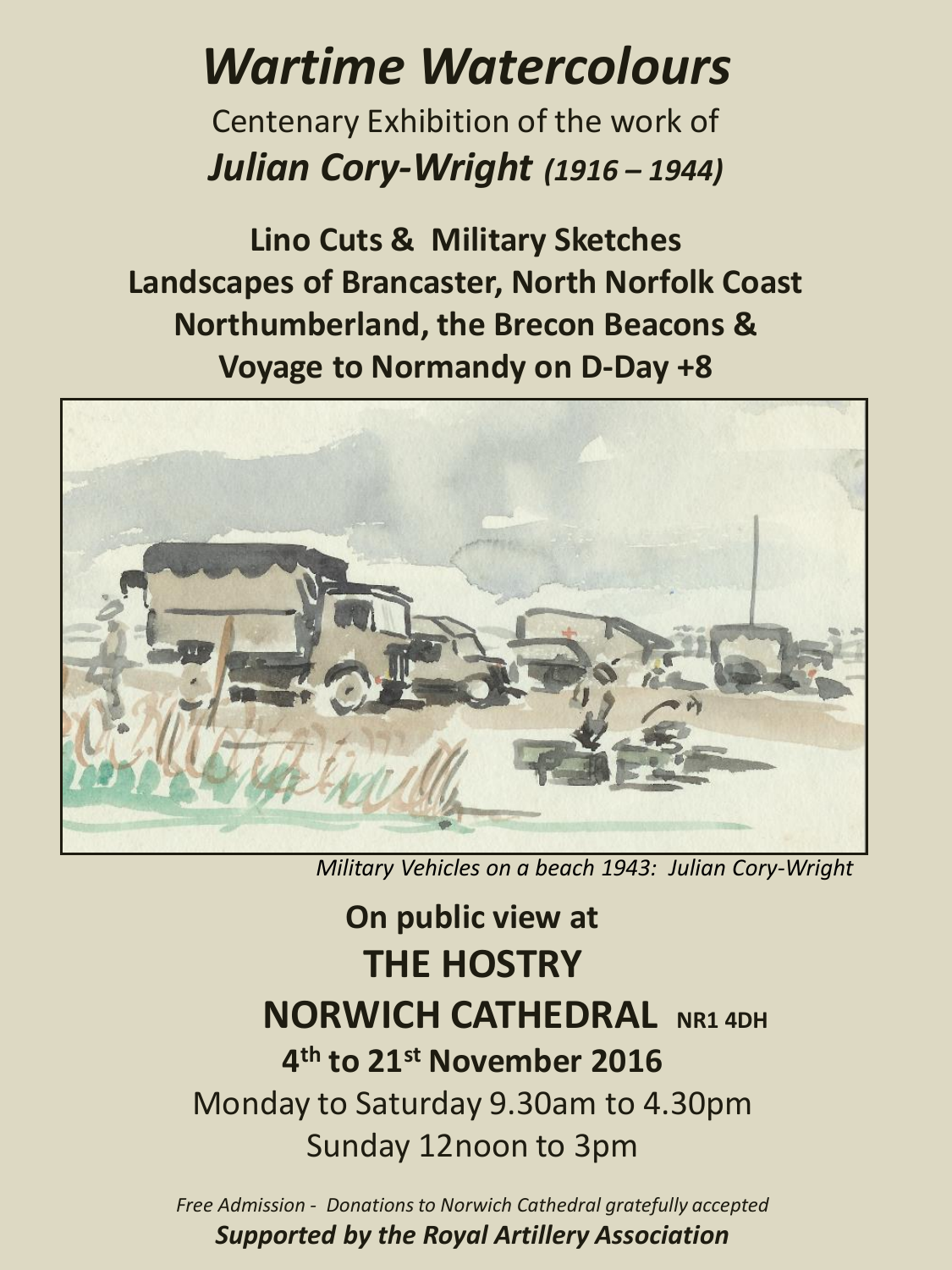# *Wartime Watercolours*

Centenary Exhibition of the work of

## *Julian Cory-Wright (1916 – 1944)*

**Lino Cuts & Military Sketches**
**Landscapes of Brancaster, North Norfolk Coast**
**Northumberland, the Brecon Beacons &**
**Voyage to Normandy on D-Day +8**

*Military Vehicles on a beach 1943: Julian Cory-Wright*

**On public view at**

## THE HOSTRY

## NORWICH CATHEDRAL NR1 4DH

**4th to 21st November 2016**

Monday to Saturday 9.30am to 4.30pm
Sunday 12noon to 3pm

*Free Admission - Donations to Norwich Cathedral gratefully accepted*

***Supported by the Royal Artillery Association***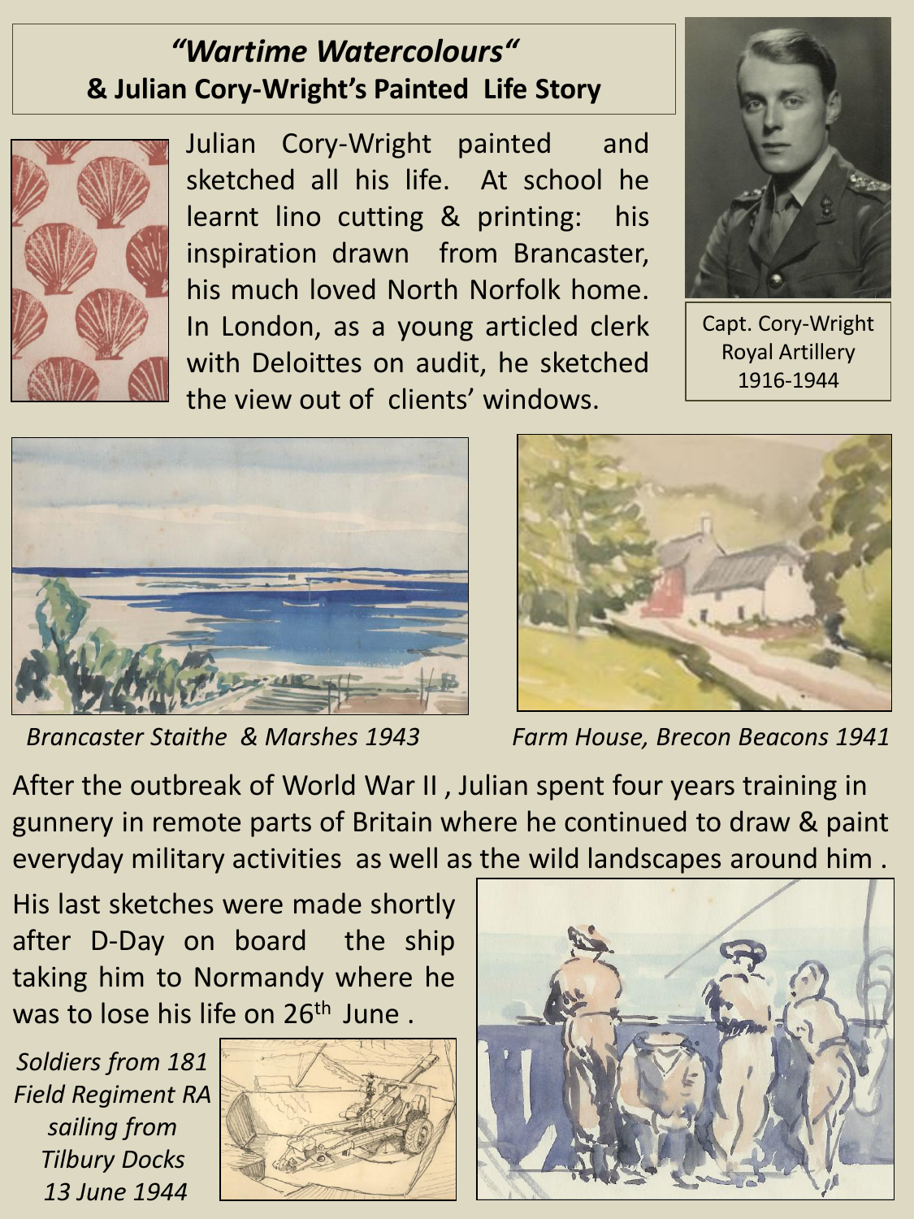# *"Wartime Watercolours"*
## & Julian Cory-Wright's Painted Life Story

Julian Cory-Wright painted and sketched all his life. At school he learnt lino cutting & printing: his inspiration drawn from Brancaster, his much loved North Norfolk home. In London, as a young articled clerk with Deloittes on audit, he sketched the view out of clients' windows.

Capt. Cory-Wright
Royal Artillery
1916-1944

*Brancaster Staithe & Marshes 1943*

*Farm House, Brecon Beacons 1941*

After the outbreak of World War II , Julian spent four years training in gunnery in remote parts of Britain where he continued to draw & paint everyday military activities as well as the wild landscapes around him .

His last sketches were made shortly after D-Day on board the ship taking him to Normandy where he was to lose his life on 26th June .

*Soldiers from 181 Field Regiment RA sailing from Tilbury Docks 13 June 1944*